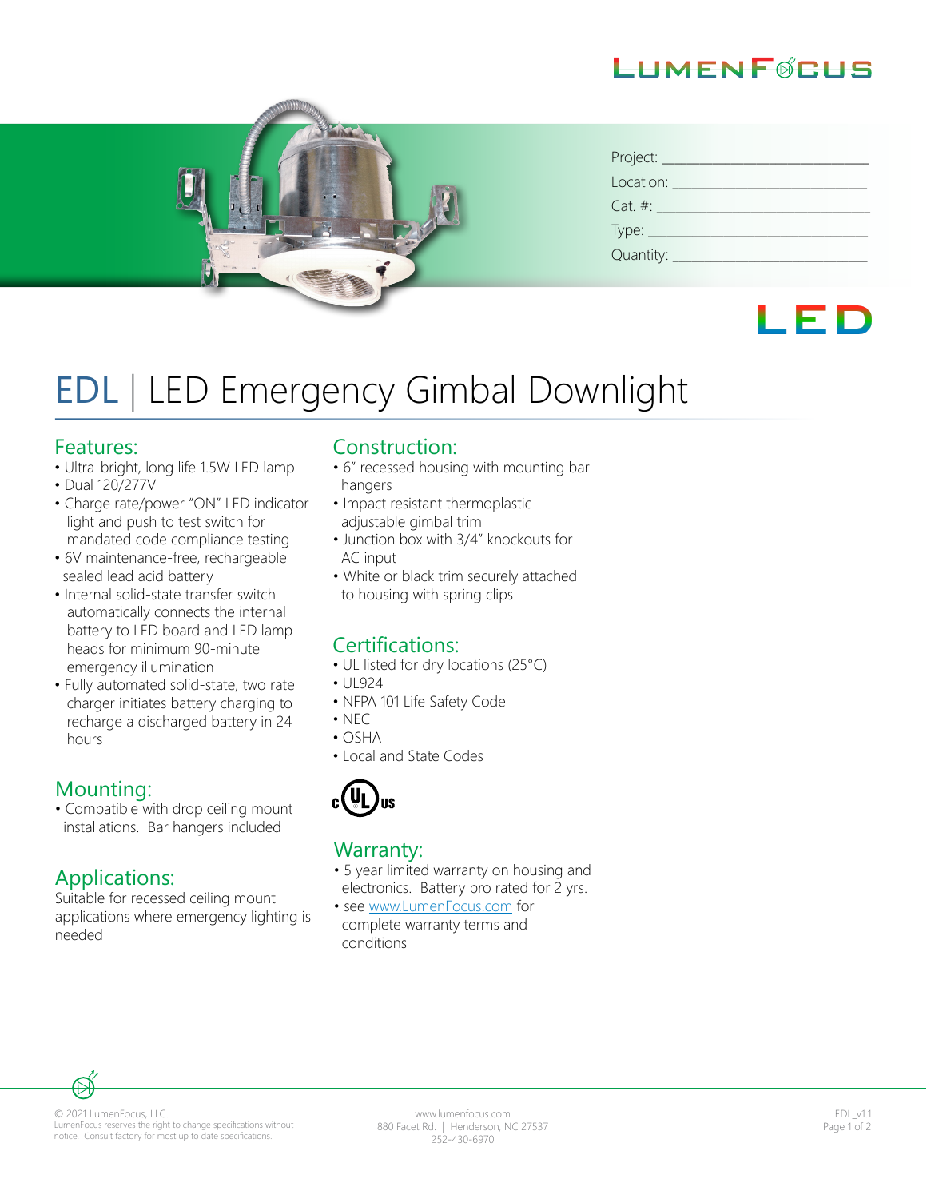LUMENFOCUS

Project: ___________________________

Location: __________________________

Cat. #: ____________________________

Type: ______________________________

Quantity: __________________________

LED

# EDL | LED Emergency Gimbal Downlight

## Features:

- Ultra-bright, long life 1.5W LED lamp
- Dual 120/277V
- Charge rate/power "ON" LED indicator light and push to test switch for mandated code compliance testing
- 6V maintenance-free, rechargeable sealed lead acid battery
- Internal solid-state transfer switch automatically connects the internal battery to LED board and LED lamp heads for minimum 90-minute emergency illumination
- Fully automated solid-state, two rate charger initiates battery charging to recharge a discharged battery in 24 hours

## Mounting:

- Compatible with drop ceiling mount installations. Bar hangers included

## Applications:

Suitable for recessed ceiling mount applications where emergency lighting is needed

## Construction:

- 6" recessed housing with mounting bar hangers
- Impact resistant thermoplastic adjustable gimbal trim
- Junction box with 3/4" knockouts for AC input
- White or black trim securely attached to housing with spring clips

## Certifications:

- UL listed for dry locations (25°C)
- UL924
- NFPA 101 Life Safety Code
- NEC
- OSHA
- Local and State Codes

c UL us

## Warranty:

- 5 year limited warranty on housing and electronics. Battery pro rated for 2 yrs.
- see www.LumenFocus.com for complete warranty terms and conditions

© 2021 LumenFocus, LLC.
LumenFocus reserves the right to change specifications without notice. Consult factory for most up to date specifications.

www.lumenfocus.com
880 Facet Rd. | Henderson, NC 27537
252-430-6970

EDL_v1.1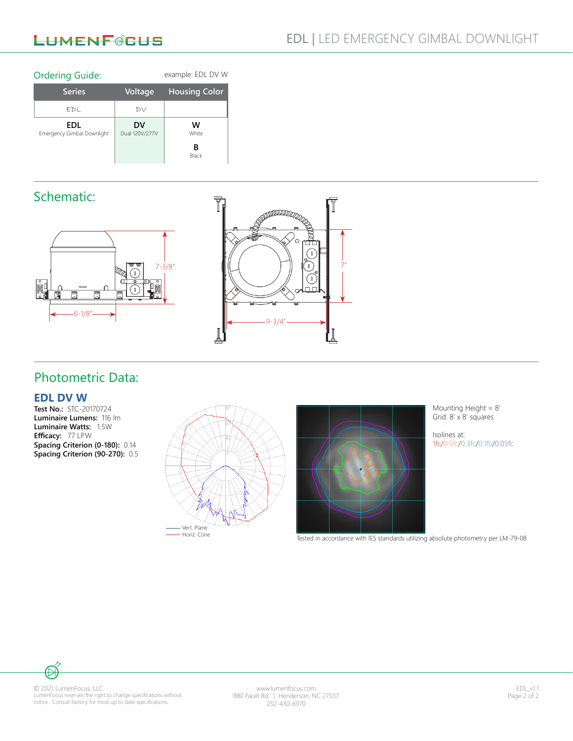## Ordering Guide:

example: EDL DV W

| Series | Voltage | Housing Color |
|---|---|---|
| EDL | DV | |
| **EDL** Emergency Gimbal Downlight | **DV** Dual 120V/277V | **W** White |
| | | **B** Black |

## Schematic:

7-3/8"

6-1/8"

7"

9-3/4"

## Photometric Data:

### EDL DV W

**Test No.:** STC-20170724
**Luminaire Lumens:** 116 lm
**Luminaire Watts:** 1.5W
**Efficacy:** 77 LPW
**Spacing Criterion (0-180):** 0.14
**Spacing Criterion (90-270):** 0.5

Vert. Plane
Horiz. Cone

Mounting Height = 8'
Grid: 8' x 8' squares

Isolines at:
1fc/0.5fc/0.3fc/0.1fc/0.05fc

Tested in accordance with IES standards utilizing absolute photometry per LM-79-08

© 2021 LumenFocus, LLC.
LumenFocus reserves the right to change specifications without notice. Consult factory for most up to date specifications.

www.lumenfocus.com
880 Facet Rd. | Henderson, NC 27537
252-430-6970

EDL_v1.1